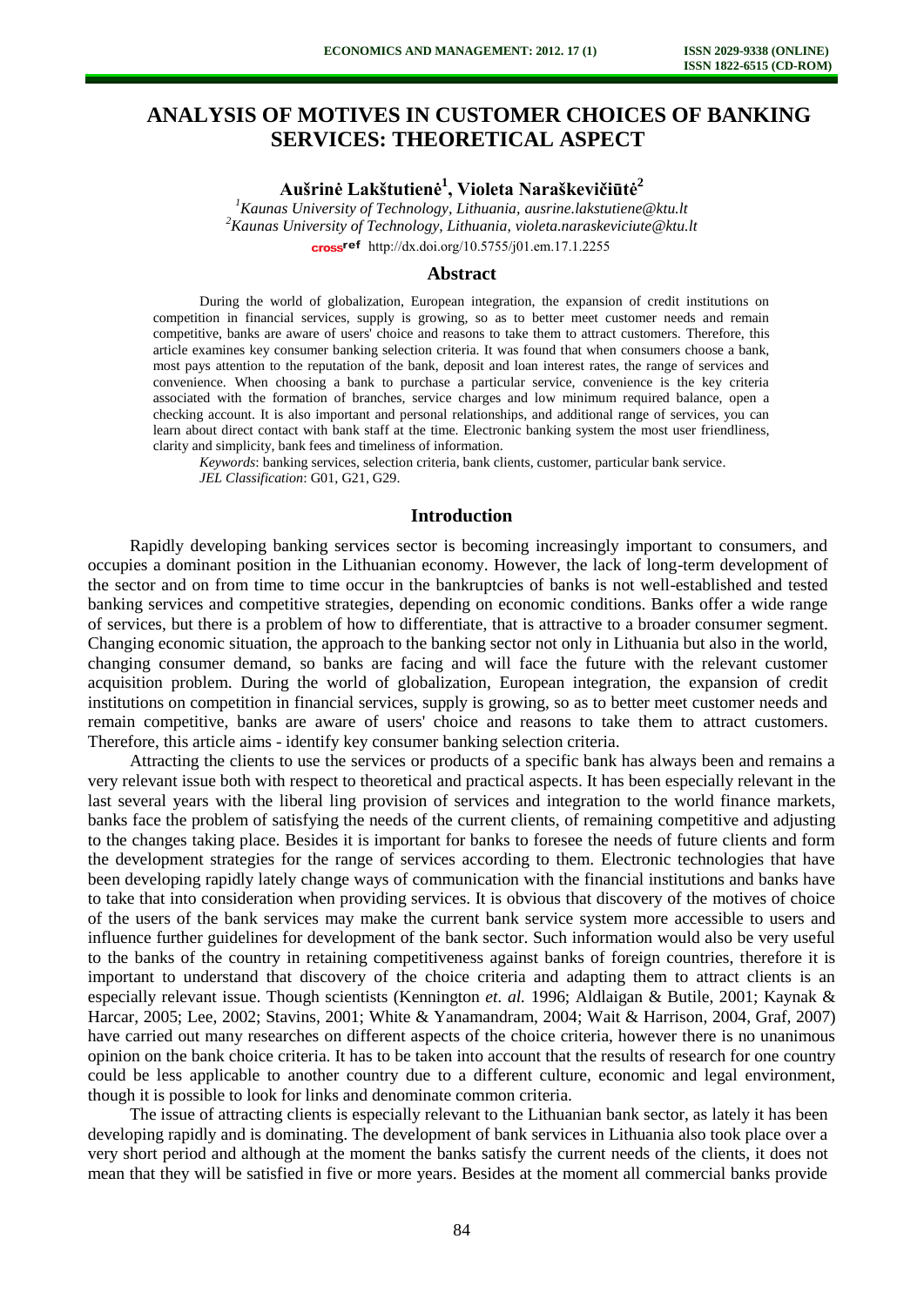# ANALYSIS OF MOTIVES IN CUSTOMER CHOICES OF BANKING SERVICES: THEORETICAL ASPECT

**Aušrinė Lakštutienė[1], Violeta Naraškevičiūtė[2]**

[1]*Kaunas University of Technology, Lithuania, ausrine.lakstutiene@ktu.lt*
[2]*Kaunas University of Technology, Lithuania, violeta.naraskeviciute@ktu.lt*
http://dx.doi.org/10.5755/j01.em.17.1.2255

## Abstract

During the world of globalization, European integration, the expansion of credit institutions on competition in financial services, supply is growing, so as to better meet customer needs and remain competitive, banks are aware of users' choice and reasons to take them to attract customers. Therefore, this article examines key consumer banking selection criteria. It was found that when consumers choose a bank, most pays attention to the reputation of the bank, deposit and loan interest rates, the range of services and convenience. When choosing a bank to purchase a particular service, convenience is the key criteria associated with the formation of branches, service charges and low minimum required balance, open a checking account. It is also important and personal relationships, and additional range of services, you can learn about direct contact with bank staff at the time. Electronic banking system the most user friendliness, clarity and simplicity, bank fees and timeliness of information.

*Keywords*: banking services, selection criteria, bank clients, customer, particular bank service.
*JEL Classification*: G01, G21, G29.

## Introduction

Rapidly developing banking services sector is becoming increasingly important to consumers, and occupies a dominant position in the Lithuanian economy. However, the lack of long-term development of the sector and on from time to time occur in the bankruptcies of banks is not well-established and tested banking services and competitive strategies, depending on economic conditions. Banks offer a wide range of services, but there is a problem of how to differentiate, that is attractive to a broader consumer segment. Changing economic situation, the approach to the banking sector not only in Lithuania but also in the world, changing consumer demand, so banks are facing and will face the future with the relevant customer acquisition problem. During the world of globalization, European integration, the expansion of credit institutions on competition in financial services, supply is growing, so as to better meet customer needs and remain competitive, banks are aware of users' choice and reasons to take them to attract customers. Therefore, this article aims - identify key consumer banking selection criteria.

Attracting the clients to use the services or products of a specific bank has always been and remains a very relevant issue both with respect to theoretical and practical aspects. It has been especially relevant in the last several years with the liberal ling provision of services and integration to the world finance markets, banks face the problem of satisfying the needs of the current clients, of remaining competitive and adjusting to the changes taking place. Besides it is important for banks to foresee the needs of future clients and form the development strategies for the range of services according to them. Electronic technologies that have been developing rapidly lately change ways of communication with the financial institutions and banks have to take that into consideration when providing services. It is obvious that discovery of the motives of choice of the users of the bank services may make the current bank service system more accessible to users and influence further guidelines for development of the bank sector. Such information would also be very useful to the banks of the country in retaining competitiveness against banks of foreign countries, therefore it is important to understand that discovery of the choice criteria and adapting them to attract clients is an especially relevant issue. Though scientists (Kennington *et. al.* 1996; Aldlaigan & Butile, 2001; Kaynak & Harcar, 2005; Lee, 2002; Stavins, 2001; White & Yanamandram, 2004; Wait & Harrison, 2004, Graf, 2007) have carried out many researches on different aspects of the choice criteria, however there is no unanimous opinion on the bank choice criteria. It has to be taken into account that the results of research for one country could be less applicable to another country due to a different culture, economic and legal environment, though it is possible to look for links and denominate common criteria.

The issue of attracting clients is especially relevant to the Lithuanian bank sector, as lately it has been developing rapidly and is dominating. The development of bank services in Lithuania also took place over a very short period and although at the moment the banks satisfy the current needs of the clients, it does not mean that they will be satisfied in five or more years. Besides at the moment all commercial banks provide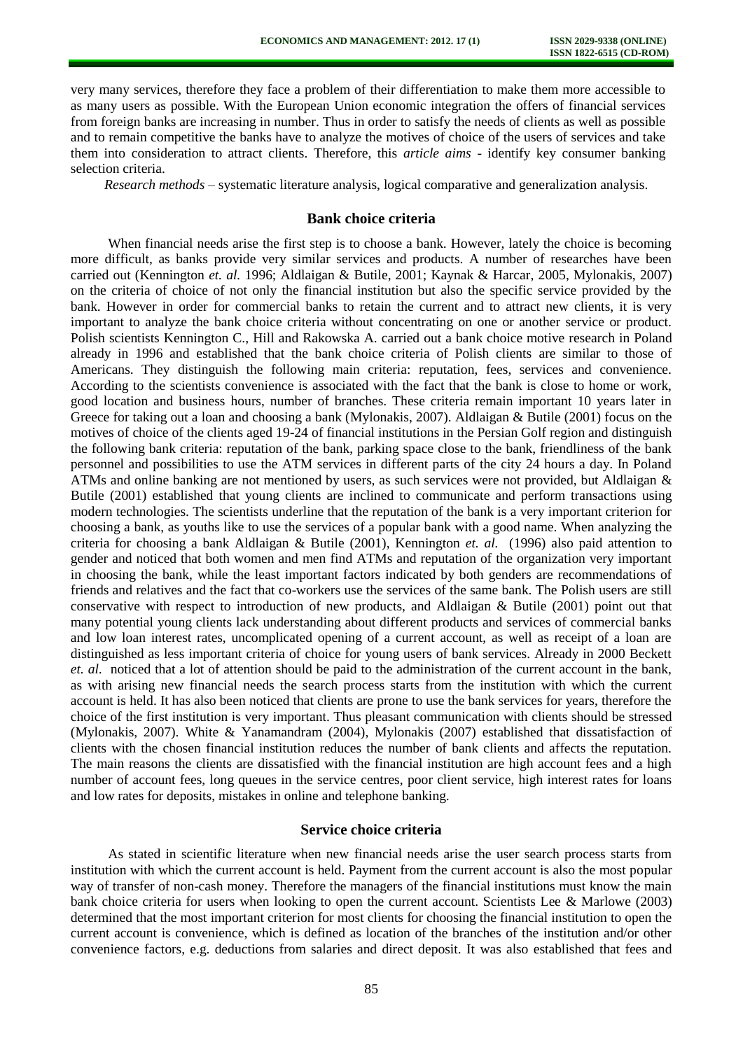very many services, therefore they face a problem of their differentiation to make them more accessible to as many users as possible. With the European Union economic integration the offers of financial services from foreign banks are increasing in number. Thus in order to satisfy the needs of clients as well as possible and to remain competitive the banks have to analyze the motives of choice of the users of services and take them into consideration to attract clients. Therefore, this *article aims* - identify key consumer banking selection criteria.

*Research methods* – systematic literature analysis, logical comparative and generalization analysis.

## Bank choice criteria

When financial needs arise the first step is to choose a bank. However, lately the choice is becoming more difficult, as banks provide very similar services and products. A number of researches have been carried out (Kennington *et. al.* 1996; Aldlaigan & Butile, 2001; Kaynak & Harcar, 2005, Mylonakis, 2007) on the criteria of choice of not only the financial institution but also the specific service provided by the bank. However in order for commercial banks to retain the current and to attract new clients, it is very important to analyze the bank choice criteria without concentrating on one or another service or product. Polish scientists Kennington C., Hill and Rakowska A. carried out a bank choice motive research in Poland already in 1996 and established that the bank choice criteria of Polish clients are similar to those of Americans. They distinguish the following main criteria: reputation, fees, services and convenience. According to the scientists convenience is associated with the fact that the bank is close to home or work, good location and business hours, number of branches. These criteria remain important 10 years later in Greece for taking out a loan and choosing a bank (Mylonakis, 2007). Aldlaigan & Butile (2001) focus on the motives of choice of the clients aged 19-24 of financial institutions in the Persian Golf region and distinguish the following bank criteria: reputation of the bank, parking space close to the bank, friendliness of the bank personnel and possibilities to use the ATM services in different parts of the city 24 hours a day. In Poland ATMs and online banking are not mentioned by users, as such services were not provided, but Aldlaigan & Butile (2001) established that young clients are inclined to communicate and perform transactions using modern technologies. The scientists underline that the reputation of the bank is a very important criterion for choosing a bank, as youths like to use the services of a popular bank with a good name. When analyzing the criteria for choosing a bank Aldlaigan & Butile (2001), Kennington *et. al.* (1996) also paid attention to gender and noticed that both women and men find ATMs and reputation of the organization very important in choosing the bank, while the least important factors indicated by both genders are recommendations of friends and relatives and the fact that co-workers use the services of the same bank. The Polish users are still conservative with respect to introduction of new products, and Aldlaigan & Butile (2001) point out that many potential young clients lack understanding about different products and services of commercial banks and low loan interest rates, uncomplicated opening of a current account, as well as receipt of a loan are distinguished as less important criteria of choice for young users of bank services. Already in 2000 Beckett *et. al.* noticed that a lot of attention should be paid to the administration of the current account in the bank, as with arising new financial needs the search process starts from the institution with which the current account is held. It has also been noticed that clients are prone to use the bank services for years, therefore the choice of the first institution is very important. Thus pleasant communication with clients should be stressed (Mylonakis, 2007). White & Yanamandram (2004), Mylonakis (2007) established that dissatisfaction of clients with the chosen financial institution reduces the number of bank clients and affects the reputation. The main reasons the clients are dissatisfied with the financial institution are high account fees and a high number of account fees, long queues in the service centres, poor client service, high interest rates for loans and low rates for deposits, mistakes in online and telephone banking.

## Service choice criteria

As stated in scientific literature when new financial needs arise the user search process starts from institution with which the current account is held. Payment from the current account is also the most popular way of transfer of non-cash money. Therefore the managers of the financial institutions must know the main bank choice criteria for users when looking to open the current account. Scientists Lee & Marlowe (2003) determined that the most important criterion for most clients for choosing the financial institution to open the current account is convenience, which is defined as location of the branches of the institution and/or other convenience factors, e.g. deductions from salaries and direct deposit. It was also established that fees and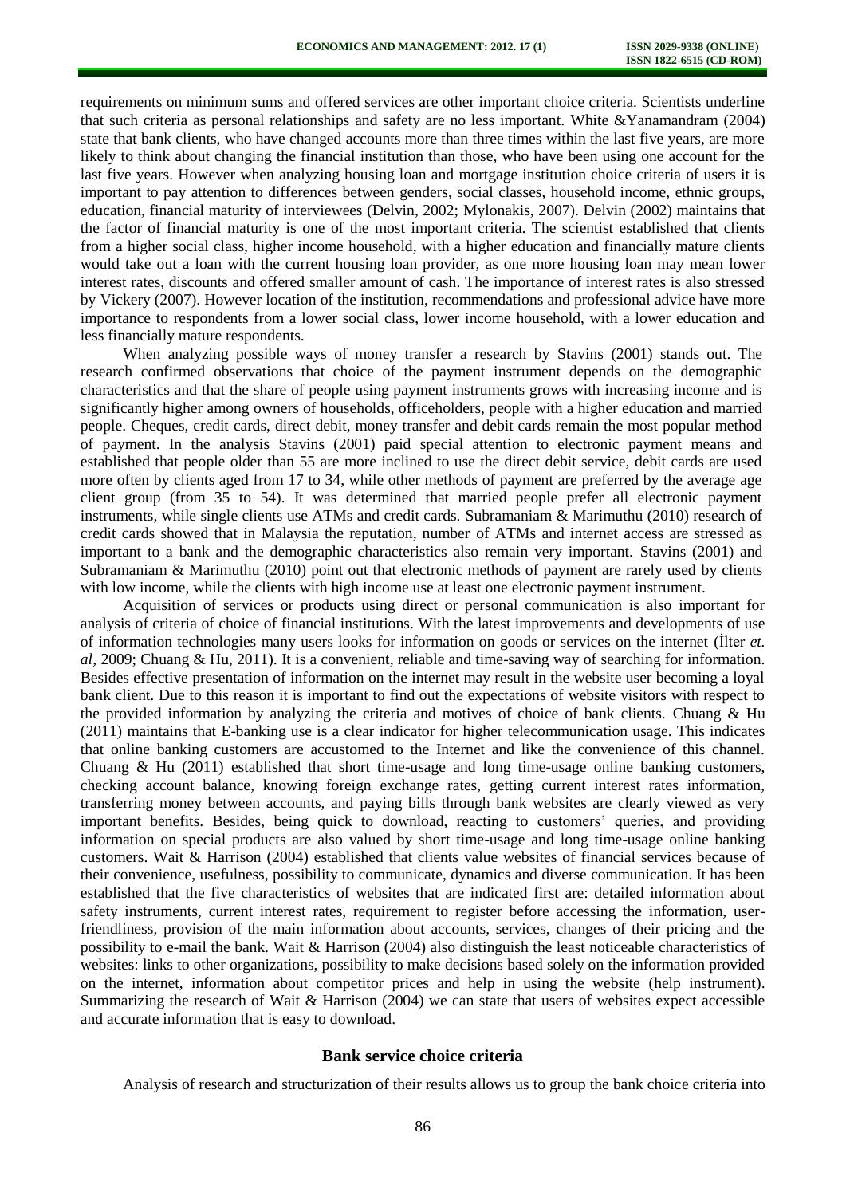requirements on minimum sums and offered services are other important choice criteria. Scientists underline that such criteria as personal relationships and safety are no less important. White &Yanamandram (2004) state that bank clients, who have changed accounts more than three times within the last five years, are more likely to think about changing the financial institution than those, who have been using one account for the last five years. However when analyzing housing loan and mortgage institution choice criteria of users it is important to pay attention to differences between genders, social classes, household income, ethnic groups, education, financial maturity of interviewees (Delvin, 2002; Mylonakis, 2007). Delvin (2002) maintains that the factor of financial maturity is one of the most important criteria. The scientist established that clients from a higher social class, higher income household, with a higher education and financially mature clients would take out a loan with the current housing loan provider, as one more housing loan may mean lower interest rates, discounts and offered smaller amount of cash. The importance of interest rates is also stressed by Vickery (2007). However location of the institution, recommendations and professional advice have more importance to respondents from a lower social class, lower income household, with a lower education and less financially mature respondents.

When analyzing possible ways of money transfer a research by Stavins (2001) stands out. The research confirmed observations that choice of the payment instrument depends on the demographic characteristics and that the share of people using payment instruments grows with increasing income and is significantly higher among owners of households, officeholders, people with a higher education and married people. Cheques, credit cards, direct debit, money transfer and debit cards remain the most popular method of payment. In the analysis Stavins (2001) paid special attention to electronic payment means and established that people older than 55 are more inclined to use the direct debit service, debit cards are used more often by clients aged from 17 to 34, while other methods of payment are preferred by the average age client group (from 35 to 54). It was determined that married people prefer all electronic payment instruments, while single clients use ATMs and credit cards. Subramaniam & Marimuthu (2010) research of credit cards showed that in Malaysia the reputation, number of ATMs and internet access are stressed as important to a bank and the demographic characteristics also remain very important. Stavins (2001) and Subramaniam & Marimuthu (2010) point out that electronic methods of payment are rarely used by clients with low income, while the clients with high income use at least one electronic payment instrument.

Acquisition of services or products using direct or personal communication is also important for analysis of criteria of choice of financial institutions. With the latest improvements and developments of use of information technologies many users looks for information on goods or services on the internet (İlter *et. al,* 2009; Chuang & Hu, 2011). It is a convenient, reliable and time-saving way of searching for information. Besides effective presentation of information on the internet may result in the website user becoming a loyal bank client. Due to this reason it is important to find out the expectations of website visitors with respect to the provided information by analyzing the criteria and motives of choice of bank clients. Chuang & Hu (2011) maintains that E-banking use is a clear indicator for higher telecommunication usage. This indicates that online banking customers are accustomed to the Internet and like the convenience of this channel. Chuang & Hu (2011) established that short time-usage and long time-usage online banking customers, checking account balance, knowing foreign exchange rates, getting current interest rates information, transferring money between accounts, and paying bills through bank websites are clearly viewed as very important benefits. Besides, being quick to download, reacting to customers' queries, and providing information on special products are also valued by short time-usage and long time-usage online banking customers. Wait & Harrison (2004) established that clients value websites of financial services because of their convenience, usefulness, possibility to communicate, dynamics and diverse communication. It has been established that the five characteristics of websites that are indicated first are: detailed information about safety instruments, current interest rates, requirement to register before accessing the information, user-friendliness, provision of the main information about accounts, services, changes of their pricing and the possibility to e-mail the bank. Wait & Harrison (2004) also distinguish the least noticeable characteristics of websites: links to other organizations, possibility to make decisions based solely on the information provided on the internet, information about competitor prices and help in using the website (help instrument). Summarizing the research of Wait & Harrison (2004) we can state that users of websites expect accessible and accurate information that is easy to download.

## Bank service choice criteria

Analysis of research and structurization of their results allows us to group the bank choice criteria into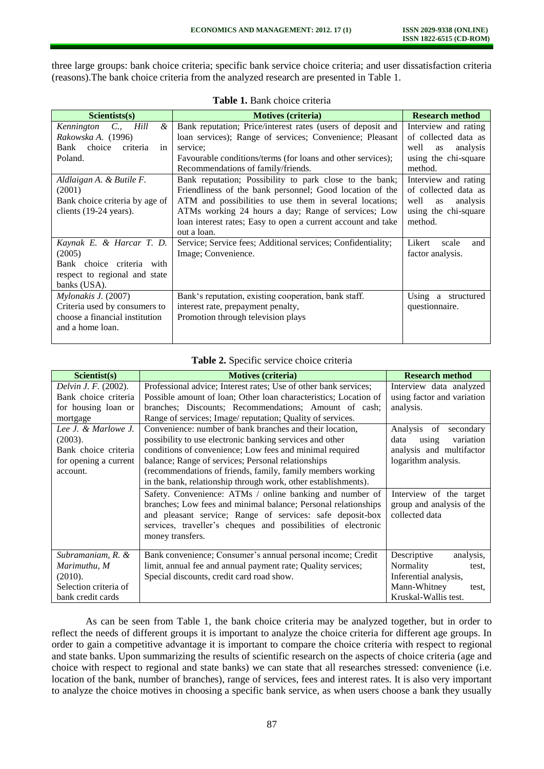three large groups: bank choice criteria; specific bank service choice criteria; and user dissatisfaction criteria (reasons).The bank choice criteria from the analyzed research are presented in Table 1.

**Table 1.** Bank choice criteria

| Scientists(s) | Motives (criteria) | Research method |
|---|---|---|
| *Kennington C., Hill & Rakowska A.* (1996) Bank choice criteria in Poland. | Bank reputation; Price/interest rates (users of deposit and loan services); Range of services; Convenience; Pleasant service; Favourable conditions/terms (for loans and other services); Recommendations of family/friends. | Interview and rating of collected data as well as analysis using the chi-square method. |
| *Aldlaigan A. & Butile F.* (2001) Bank choice criteria by age of clients (19-24 years). | Bank reputation; Possibility to park close to the bank; Friendliness of the bank personnel; Good location of the ATM and possibilities to use them in several locations; ATMs working 24 hours a day; Range of services; Low loan interest rates; Easy to open a current account and take out a loan. | Interview and rating of collected data as well as analysis using the chi-square method. |
| *Kaynak E. & Harcar T. D.* (2005) Bank choice criteria with respect to regional and state banks (USA). | Service; Service fees; Additional services; Confidentiality; Image; Convenience. | Likert scale and factor analysis. |
| *Mylonakis J.* (2007) Criteria used by consumers to choose a financial institution and a home loan. | Bank's reputation, existing cooperation, bank staff. interest rate, prepayment penalty, Promotion through television plays | Using a structured questionnaire. |

**Table 2.** Specific service choice criteria

| Scientist(s) | Motives (criteria) | Research method |
|---|---|---|
| *Delvin J. F.* (2002). Bank choice criteria for housing loan or mortgage | Professional advice; Interest rates; Use of other bank services; Possible amount of loan; Other loan characteristics; Location of branches; Discounts; Recommendations; Amount of cash; Range of services; Image/ reputation; Quality of services. | Interview data analyzed using factor and variation analysis. |
| *Lee J. & Marlowe J.* (2003). Bank choice criteria for opening a current account. | Convenience: number of bank branches and their location, possibility to use electronic banking services and other conditions of convenience; Low fees and minimal required balance; Range of services; Personal relationships (recommendations of friends, family, family members working in the bank, relationship through work, other establishments). | Analysis of secondary data using variation analysis and multifactor logarithm analysis. |
| | Safety. Convenience: ATMs / online banking and number of branches; Low fees and minimal balance; Personal relationships and pleasant service; Range of services: safe deposit-box services, traveller's cheques and possibilities of electronic money transfers. | Interview of the target group and analysis of the collected data |
| *Subramaniam, R. & Marimuthu, M* (2010). Selection criteria of bank credit cards | Bank convenience; Consumer's annual personal income; Credit limit, annual fee and annual payment rate; Quality services; Special discounts, credit card road show. | Descriptive analysis, Normality test, Inferential analysis, Mann-Whitney test, Kruskal-Wallis test. |

As can be seen from Table 1, the bank choice criteria may be analyzed together, but in order to reflect the needs of different groups it is important to analyze the choice criteria for different age groups. In order to gain a competitive advantage it is important to compare the choice criteria with respect to regional and state banks. Upon summarizing the results of scientific research on the aspects of choice criteria (age and choice with respect to regional and state banks) we can state that all researches stressed: convenience (i.e. location of the bank, number of branches), range of services, fees and interest rates. It is also very important to analyze the choice motives in choosing a specific bank service, as when users choose a bank they usually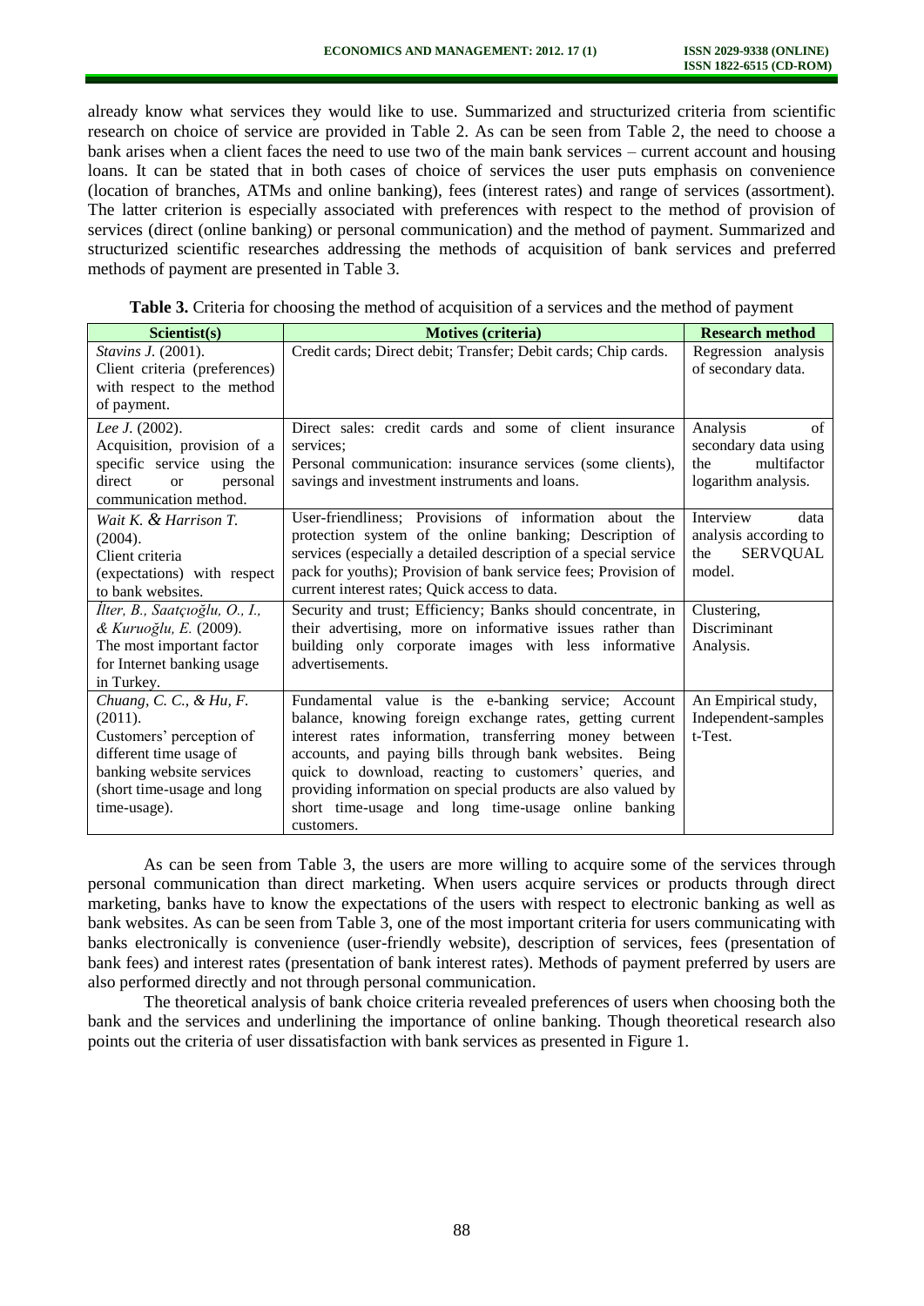already know what services they would like to use. Summarized and structurized criteria from scientific research on choice of service are provided in Table 2. As can be seen from Table 2, the need to choose a bank arises when a client faces the need to use two of the main bank services – current account and housing loans. It can be stated that in both cases of choice of services the user puts emphasis on convenience (location of branches, ATMs and online banking), fees (interest rates) and range of services (assortment). The latter criterion is especially associated with preferences with respect to the method of provision of services (direct (online banking) or personal communication) and the method of payment. Summarized and structurized scientific researches addressing the methods of acquisition of bank services and preferred methods of payment are presented in Table 3.

**Table 3.** Criteria for choosing the method of acquisition of a services and the method of payment

| Scientist(s) | Motives (criteria) | Research method |
|---|---|---|
| *Stavins J.* (2001). Client criteria (preferences) with respect to the method of payment. | Credit cards; Direct debit; Transfer; Debit cards; Chip cards. | Regression analysis of secondary data. |
| *Lee J.* (2002). Acquisition, provision of a specific service using the direct or personal communication method. | Direct sales: credit cards and some of client insurance services; Personal communication: insurance services (some clients), savings and investment instruments and loans. | Analysis of secondary data using the multifactor logarithm analysis. |
| *Wait K. & Harrison T.* (2004). Client criteria (expectations) with respect to bank websites. | User-friendliness; Provisions of information about the protection system of the online banking; Description of services (especially a detailed description of a special service pack for youths); Provision of bank service fees; Provision of current interest rates; Quick access to data. | Interview data analysis according to the SERVQUAL model. |
| *İlter, B., Saatçıoğlu, O., I., & Kuruoğlu, E.* (2009). The most important factor for Internet banking usage in Turkey. | Security and trust; Efficiency; Banks should concentrate, in their advertising, more on informative issues rather than building only corporate images with less informative advertisements. | Clustering, Discriminant Analysis. |
| *Chuang, C. C., & Hu, F.* (2011). Customers' perception of different time usage of banking website services (short time-usage and long time-usage). | Fundamental value is the e-banking service; Account balance, knowing foreign exchange rates, getting current interest rates information, transferring money between accounts, and paying bills through bank websites. Being quick to download, reacting to customers' queries, and providing information on special products are also valued by short time-usage and long time-usage online banking customers. | An Empirical study, Independent-samples t-Test. |

As can be seen from Table 3, the users are more willing to acquire some of the services through personal communication than direct marketing. When users acquire services or products through direct marketing, banks have to know the expectations of the users with respect to electronic banking as well as bank websites. As can be seen from Table 3, one of the most important criteria for users communicating with banks electronically is convenience (user-friendly website), description of services, fees (presentation of bank fees) and interest rates (presentation of bank interest rates). Methods of payment preferred by users are also performed directly and not through personal communication.

The theoretical analysis of bank choice criteria revealed preferences of users when choosing both the bank and the services and underlining the importance of online banking. Though theoretical research also points out the criteria of user dissatisfaction with bank services as presented in Figure 1.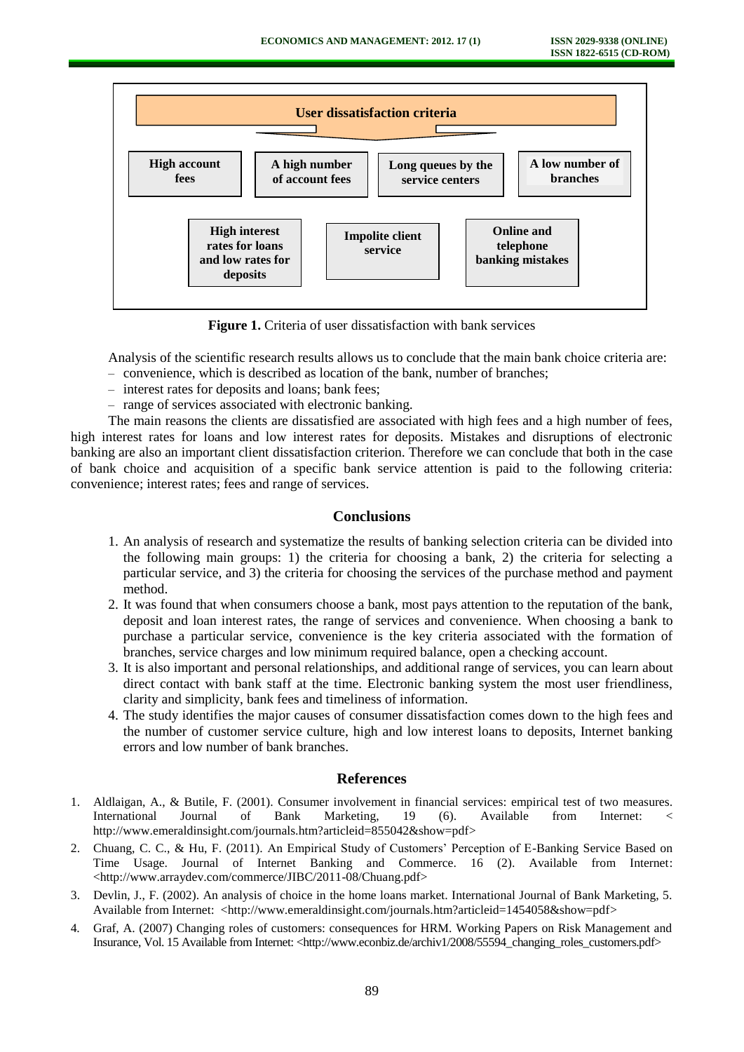User dissatisfaction criteria

- High account fees
- A high number of account fees
- Long queues by the service centers
- A low number of branches
- High interest rates for loans and low rates for deposits
- Impolite client service
- Online and telephone banking mistakes

**Figure 1.** Criteria of user dissatisfaction with bank services

Analysis of the scientific research results allows us to conclude that the main bank choice criteria are:

- convenience, which is described as location of the bank, number of branches;
- interest rates for deposits and loans; bank fees;
- range of services associated with electronic banking.

The main reasons the clients are dissatisfied are associated with high fees and a high number of fees, high interest rates for loans and low interest rates for deposits. Mistakes and disruptions of electronic banking are also an important client dissatisfaction criterion. Therefore we can conclude that both in the case of bank choice and acquisition of a specific bank service attention is paid to the following criteria: convenience; interest rates; fees and range of services.

## Conclusions

1. An analysis of research and systematize the results of banking selection criteria can be divided into the following main groups: 1) the criteria for choosing a bank, 2) the criteria for selecting a particular service, and 3) the criteria for choosing the services of the purchase method and payment method.
2. It was found that when consumers choose a bank, most pays attention to the reputation of the bank, deposit and loan interest rates, the range of services and convenience. When choosing a bank to purchase a particular service, convenience is the key criteria associated with the formation of branches, service charges and low minimum required balance, open a checking account.
3. It is also important and personal relationships, and additional range of services, you can learn about direct contact with bank staff at the time. Electronic banking system the most user friendliness, clarity and simplicity, bank fees and timeliness of information.
4. The study identifies the major causes of consumer dissatisfaction comes down to the high fees and the number of customer service culture, high and low interest loans to deposits, Internet banking errors and low number of bank branches.

## References

1. Aldlaigan, A., & Butile, F. (2001). Consumer involvement in financial services: empirical test of two measures. International Journal of Bank Marketing, 19 (6). Available from Internet: < http://www.emeraldinsight.com/journals.htm?articleid=855042&show=pdf>
2. Chuang, C. C., & Hu, F. (2011). An Empirical Study of Customers' Perception of E-Banking Service Based on Time Usage. Journal of Internet Banking and Commerce. 16 (2). Available from Internet: <http://www.arraydev.com/commerce/JIBC/2011-08/Chuang.pdf>
3. Devlin, J., F. (2002). An analysis of choice in the home loans market. International Journal of Bank Marketing, 5. Available from Internet: <http://www.emeraldinsight.com/journals.htm?articleid=1454058&show=pdf>
4. Graf, A. (2007) Changing roles of customers: consequences for HRM. Working Papers on Risk Management and Insurance, Vol. 15 Available from Internet: <http://www.econbiz.de/archiv1/2008/55594_changing_roles_customers.pdf>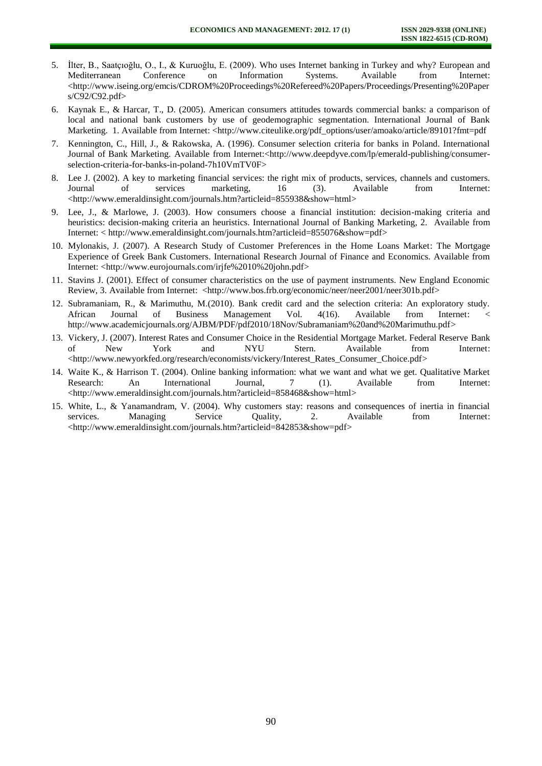5. İlter, B., Saatçıoğlu, O., I., & Kuruoğlu, E. (2009). Who uses Internet banking in Turkey and why? European and Mediterranean Conference on Information Systems. Available from Internet: <http://www.iseing.org/emcis/CDROM%20Proceedings%20Refereed%20Papers/Proceedings/Presenting%20Papers/C92/C92.pdf>
6. Kaynak E., & Harcar, T., D. (2005). American consumers attitudes towards commercial banks: a comparison of local and national bank customers by use of geodemographic segmentation. International Journal of Bank Marketing. 1. Available from Internet: <http://www.citeulike.org/pdf_options/user/amoako/article/89101?fmt=pdf
7. Kennington, C., Hill, J., & Rakowska, A. (1996). Consumer selection criteria for banks in Poland. International Journal of Bank Marketing. Available from Internet:<http://www.deepdyve.com/lp/emerald-publishing/consumer-selection-criteria-for-banks-in-poland-7h10VmTV0F>
8. Lee J. (2002). A key to marketing financial services: the right mix of products, services, channels and customers. Journal of services marketing, 16 (3). Available from Internet: <http://www.emeraldinsight.com/journals.htm?articleid=855938&show=html>
9. Lee, J., & Marlowe, J. (2003). How consumers choose a financial institution: decision-making criteria and heuristics: decision-making criteria an heuristics. International Journal of Banking Marketing, 2. Available from Internet: < http://www.emeraldinsight.com/journals.htm?articleid=855076&show=pdf>
10. Mylonakis, J. (2007). A Research Study of Customer Preferences in the Home Loans Market: The Mortgage Experience of Greek Bank Customers. International Research Journal of Finance and Economics. Available from Internet: <http://www.eurojournals.com/irjfe%2010%20john.pdf>
11. Stavins J. (2001). Effect of consumer characteristics on the use of payment instruments. New England Economic Review, 3. Available from Internet: <http://www.bos.frb.org/economic/neer/neer2001/neer301b.pdf>
12. Subramaniam, R., & Marimuthu, M.(2010). Bank credit card and the selection criteria: An exploratory study. African Journal of Business Management Vol. 4(16). Available from Internet: < http://www.academicjournals.org/AJBM/PDF/pdf2010/18Nov/Subramaniam%20and%20Marimuthu.pdf>
13. Vickery, J. (2007). Interest Rates and Consumer Choice in the Residential Mortgage Market. Federal Reserve Bank of New York and NYU Stern. Available from Internet: <http://www.newyorkfed.org/research/economists/vickery/Interest_Rates_Consumer_Choice.pdf>
14. Waite K., & Harrison T. (2004). Online banking information: what we want and what we get. Qualitative Market Research: An International Journal, 7 (1). Available from Internet: <http://www.emeraldinsight.com/journals.htm?articleid=858468&show=html>
15. White, L., & Yanamandram, V. (2004). Why customers stay: reasons and consequences of inertia in financial services. Managing Service Quality, 2. Available from Internet: <http://www.emeraldinsight.com/journals.htm?articleid=842853&show=pdf>